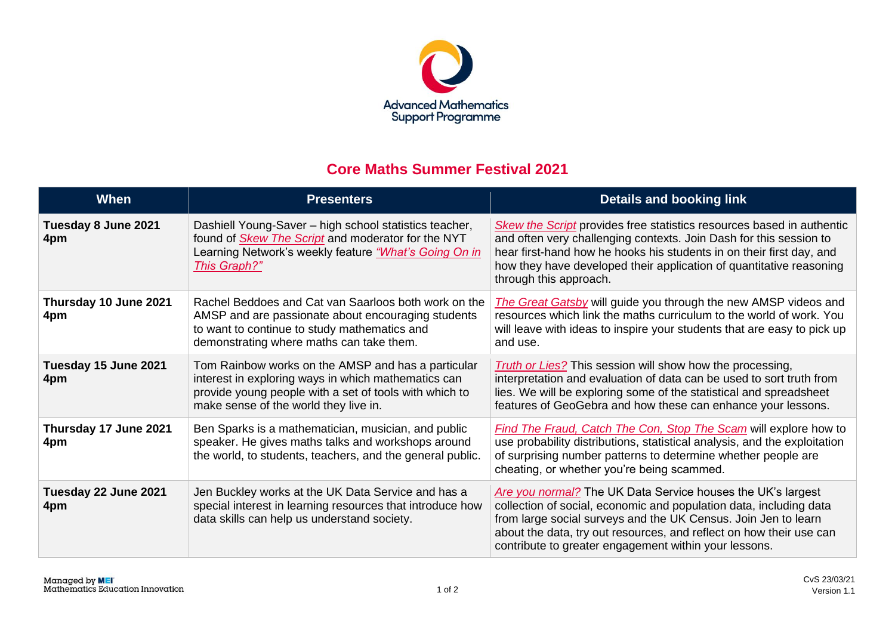Advanced Mathematics Support Programme

# Core Maths Summer Festival 2021

| When | Presenters | Details and booking link |
|---|---|---|
| **Tuesday 8 June 2021 4pm** | Dashiell Young-Saver – high school statistics teacher, found of *Skew The Script* and moderator for the NYT Learning Network's weekly feature *"What's Going On in This Graph?"* | *Skew the Script* provides free statistics resources based in authentic and often very challenging contexts. Join Dash for this session to hear first-hand how he hooks his students in on their first day, and how they have developed their application of quantitative reasoning through this approach. |
| **Thursday 10 June 2021 4pm** | Rachel Beddoes and Cat van Saarloos both work on the AMSP and are passionate about encouraging students to want to continue to study mathematics and demonstrating where maths can take them. | *The Great Gatsby* will guide you through the new AMSP videos and resources which link the maths curriculum to the world of work. You will leave with ideas to inspire your students that are easy to pick up and use. |
| **Tuesday 15 June 2021 4pm** | Tom Rainbow works on the AMSP and has a particular interest in exploring ways in which mathematics can provide young people with a set of tools with which to make sense of the world they live in. | *Truth or Lies?* This session will show how the processing, interpretation and evaluation of data can be used to sort truth from lies. We will be exploring some of the statistical and spreadsheet features of GeoGebra and how these can enhance your lessons. |
| **Thursday 17 June 2021 4pm** | Ben Sparks is a mathematician, musician, and public speaker. He gives maths talks and workshops around the world, to students, teachers, and the general public. | *Find The Fraud, Catch The Con, Stop The Scam* will explore how to use probability distributions, statistical analysis, and the exploitation of surprising number patterns to determine whether people are cheating, or whether you're being scammed. |
| **Tuesday 22 June 2021 4pm** | Jen Buckley works at the UK Data Service and has a special interest in learning resources that introduce how data skills can help us understand society. | *Are you normal?* The UK Data Service houses the UK's largest collection of social, economic and population data, including data from large social surveys and the UK Census. Join Jen to learn about the data, try out resources, and reflect on how their use can contribute to greater engagement within your lessons. |

Managed by MEI Mathematics Education Innovation

CvS 23/03/21
Version 1.1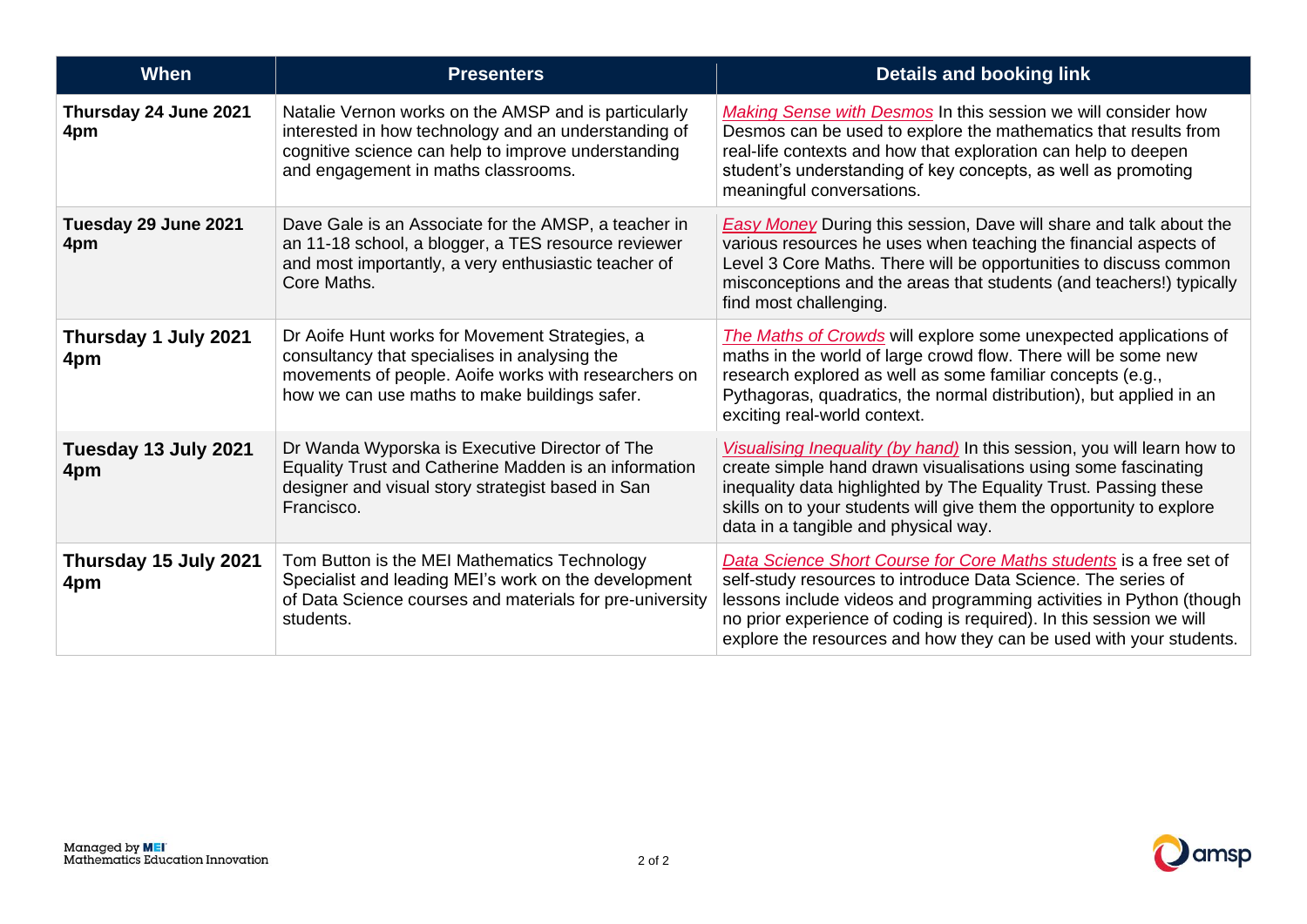| When | Presenters | Details and booking link |
| --- | --- | --- |
| **Thursday 24 June 2021 4pm** | Natalie Vernon works on the AMSP and is particularly interested in how technology and an understanding of cognitive science can help to improve understanding and engagement in maths classrooms. | *Making Sense with Desmos* In this session we will consider how Desmos can be used to explore the mathematics that results from real-life contexts and how that exploration can help to deepen student's understanding of key concepts, as well as promoting meaningful conversations. |
| **Tuesday 29 June 2021 4pm** | Dave Gale is an Associate for the AMSP, a teacher in an 11-18 school, a blogger, a TES resource reviewer and most importantly, a very enthusiastic teacher of Core Maths. | *Easy Money* During this session, Dave will share and talk about the various resources he uses when teaching the financial aspects of Level 3 Core Maths. There will be opportunities to discuss common misconceptions and the areas that students (and teachers!) typically find most challenging. |
| **Thursday 1 July 2021 4pm** | Dr Aoife Hunt works for Movement Strategies, a consultancy that specialises in analysing the movements of people. Aoife works with researchers on how we can use maths to make buildings safer. | *The Maths of Crowds* will explore some unexpected applications of maths in the world of large crowd flow. There will be some new research explored as well as some familiar concepts (e.g., Pythagoras, quadratics, the normal distribution), but applied in an exciting real-world context. |
| **Tuesday 13 July 2021 4pm** | Dr Wanda Wyporska is Executive Director of The Equality Trust and Catherine Madden is an information designer and visual story strategist based in San Francisco. | *Visualising Inequality (by hand)* In this session, you will learn how to create simple hand drawn visualisations using some fascinating inequality data highlighted by The Equality Trust. Passing these skills on to your students will give them the opportunity to explore data in a tangible and physical way. |
| **Thursday 15 July 2021 4pm** | Tom Button is the MEI Mathematics Technology Specialist and leading MEI's work on the development of Data Science courses and materials for pre-university students. | *Data Science Short Course for Core Maths students* is a free set of self-study resources to introduce Data Science. The series of lessons include videos and programming activities in Python (though no prior experience of coding is required). In this session we will explore the resources and how they can be used with your students. |

Managed by MEI
Mathematics Education Innovation